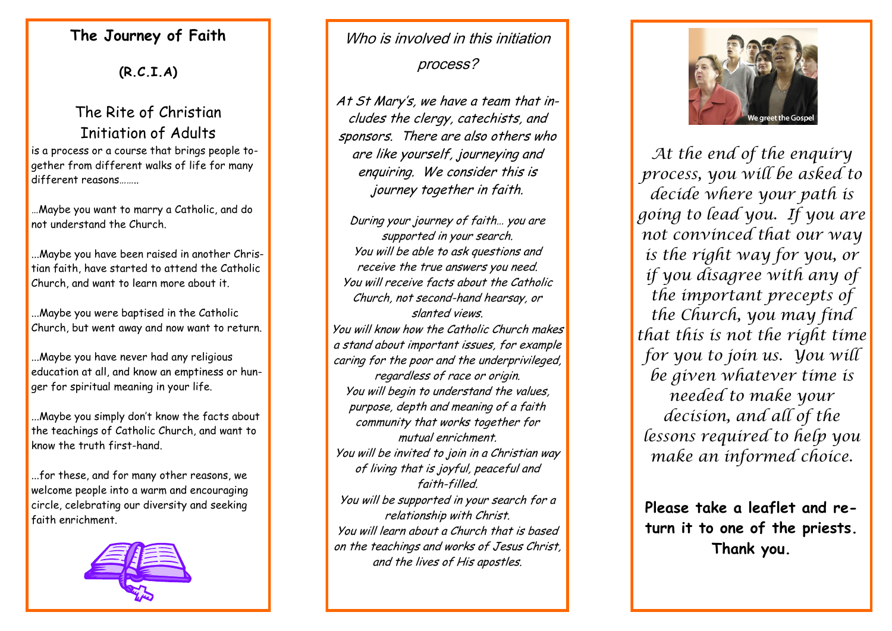# The Journey of Faith

**(R.C.I.A)**

## The Rite of Christian Initiation of Adults

is a process or a course that brings people together from different walks of life for many different reasons……..

…Maybe you want to marry a Catholic, and do not understand the Church.

...Maybe you have been raised in another Christian faith, have started to attend the Catholic Church, and want to learn more about it.

...Maybe you were baptised in the Catholic Church, but went away and now want to return.

...Maybe you have never had any religious education at all, and know an emptiness or hunger for spiritual meaning in your life.

...Maybe you simply don't know the facts about the teachings of Catholic Church, and want to know the truth first-hand.

...for these, and for many other reasons, we welcome people into a warm and encouraging circle, celebrating our diversity and seeking faith enrichment.

## *Who is involved in this initiation process?*

*At St Mary's, we have a team that includes the clergy, catechists, and sponsors. There are also others who are like yourself, journeying and enquiring. We consider this is journey together in faith.*

*During your journey of faith… you are supported in your search.*
*You will be able to ask questions and receive the true answers you need.*
*You will receive facts about the Catholic Church, not second-hand hearsay, or slanted views.*
*You will know how the Catholic Church makes a stand about important issues, for example caring for the poor and the underprivileged, regardless of race or origin.*
*You will begin to understand the values, purpose, depth and meaning of a faith community that works together for mutual enrichment.*
*You will be invited to join in a Christian way of living that is joyful, peaceful and faith-filled.*
*You will be supported in your search for a relationship with Christ.*
*You will learn about a Church that is based on the teachings and works of Jesus Christ, and the lives of His apostles.*

We greet the Gospel

*At the end of the enquiry process, you will be asked to decide where your path is going to lead you. If you are not convinced that our way is the right way for you, or if you disagree with any of the important precepts of the Church, you may find that this is not the right time for you to join us. You will be given whatever time is needed to make your decision, and all of the lessons required to help you make an informed choice.*

**Please take a leaflet and return it to one of the priests. Thank you.**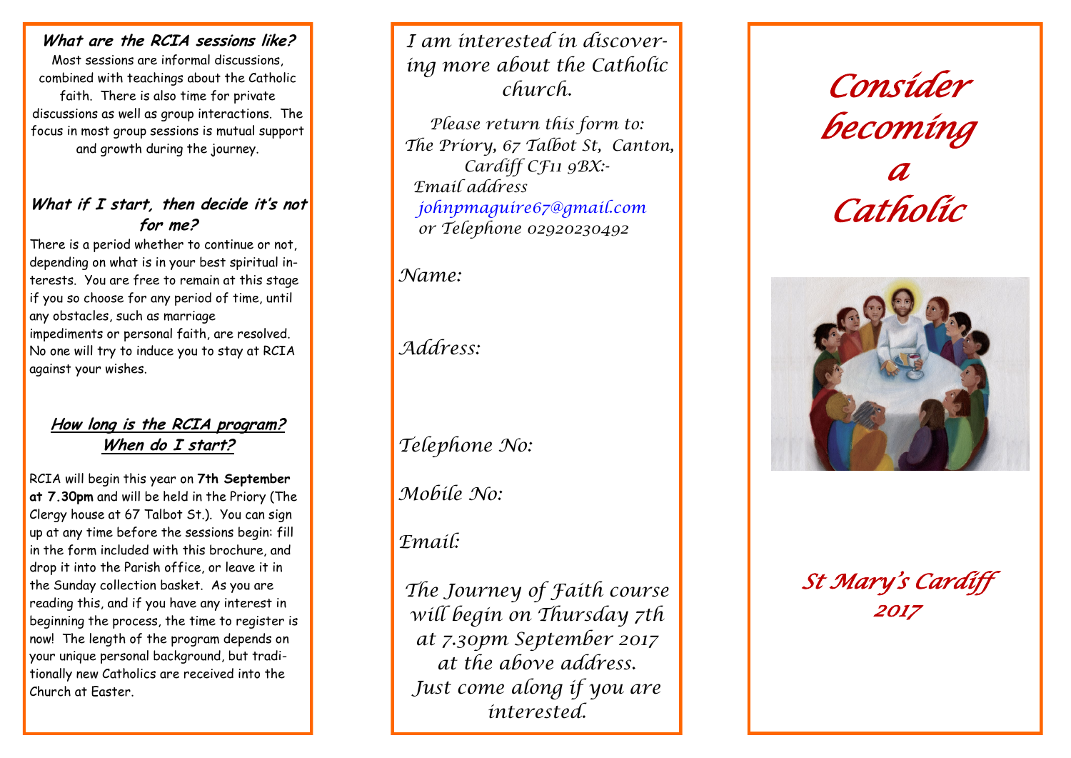### *What are the RCIA sessions like?*

Most sessions are informal discussions, combined with teachings about the Catholic faith. There is also time for private discussions as well as group interactions. The focus in most group sessions is mutual support and growth during the journey.

### *What if I start, then decide it's not for me?*

There is a period whether to continue or not, depending on what is in your best spiritual interests. You are free to remain at this stage if you so choose for any period of time, until any obstacles, such as marriage impediments or personal faith, are resolved. No one will try to induce you to stay at RCIA against your wishes.

### *How long is the RCIA program? When do I start?*

RCIA will begin this year on **7th September at 7.30pm** and will be held in the Priory (The Clergy house at 67 Talbot St.). You can sign up at any time before the sessions begin: fill in the form included with this brochure, and drop it into the Parish office, or leave it in the Sunday collection basket. As you are reading this, and if you have any interest in beginning the process, the time to register is now! The length of the program depends on your unique personal background, but traditionally new Catholics are received into the Church at Easter.

*I am interested in discovering more about the Catholic church.*

*Please return this form to:*
*The Priory, 67 Talbot St, Canton, Cardiff CF11 9BX:-*
*Email address*
*johnpmaguire67@gmail.com*
*or Telephone 02920230492*

*Name:*

*Address:*

*Telephone No:*

*Mobile No:*

*Email:*

*The Journey of Faith course will begin on Thursday 7th at 7.30pm September 2017 at the above address. Just come along if you are interested.*

# *Consider becoming a Catholic*

*St Mary's Cardiff 2017*